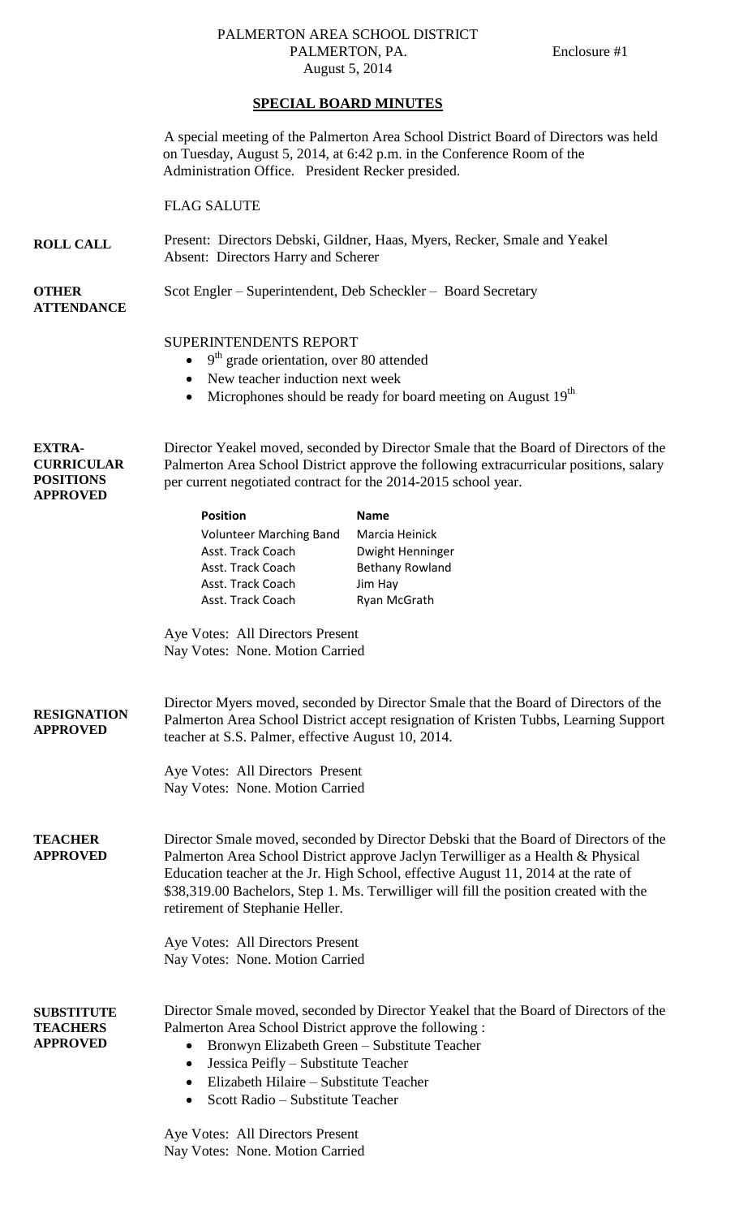PALMERTON AREA SCHOOL DISTRICT
PALMERTON, PA.
August 5, 2014

Enclosure #1

## SPECIAL BOARD MINUTES

A special meeting of the Palmerton Area School District Board of Directors was held on Tuesday, August 5, 2014, at 6:42 p.m. in the Conference Room of the Administration Office. President Recker presided.

FLAG SALUTE

**ROLL CALL**

Present: Directors Debski, Gildner, Haas, Myers, Recker, Smale and Yeakel
Absent: Directors Harry and Scherer

**OTHER ATTENDANCE**

Scot Engler – Superintendent, Deb Scheckler – Board Secretary

SUPERINTENDENTS REPORT

- 9th grade orientation, over 80 attended
- New teacher induction next week
- Microphones should be ready for board meeting on August 19th

**EXTRA-CURRICULAR POSITIONS APPROVED**

Director Yeakel moved, seconded by Director Smale that the Board of Directors of the Palmerton Area School District approve the following extracurricular positions, salary per current negotiated contract for the 2014-2015 school year.

| Position | Name |
|---|---|
| Volunteer Marching Band | Marcia Heinick |
| Asst. Track Coach | Dwight Henninger |
| Asst. Track Coach | Bethany Rowland |
| Asst. Track Coach | Jim Hay |
| Asst. Track Coach | Ryan McGrath |

Aye Votes: All Directors Present
Nay Votes: None. Motion Carried

**RESIGNATION APPROVED**

Director Myers moved, seconded by Director Smale that the Board of Directors of the Palmerton Area School District accept resignation of Kristen Tubbs, Learning Support teacher at S.S. Palmer, effective August 10, 2014.

Aye Votes: All Directors Present
Nay Votes: None. Motion Carried

**TEACHER APPROVED**

Director Smale moved, seconded by Director Debski that the Board of Directors of the Palmerton Area School District approve Jaclyn Terwilliger as a Health & Physical Education teacher at the Jr. High School, effective August 11, 2014 at the rate of $38,319.00 Bachelors, Step 1. Ms. Terwilliger will fill the position created with the retirement of Stephanie Heller.

Aye Votes: All Directors Present
Nay Votes: None. Motion Carried

**SUBSTITUTE TEACHERS APPROVED**

Director Smale moved, seconded by Director Yeakel that the Board of Directors of the Palmerton Area School District approve the following :

- Bronwyn Elizabeth Green – Substitute Teacher
- Jessica Peifly – Substitute Teacher
- Elizabeth Hilaire – Substitute Teacher
- Scott Radio – Substitute Teacher

Aye Votes: All Directors Present
Nay Votes: None. Motion Carried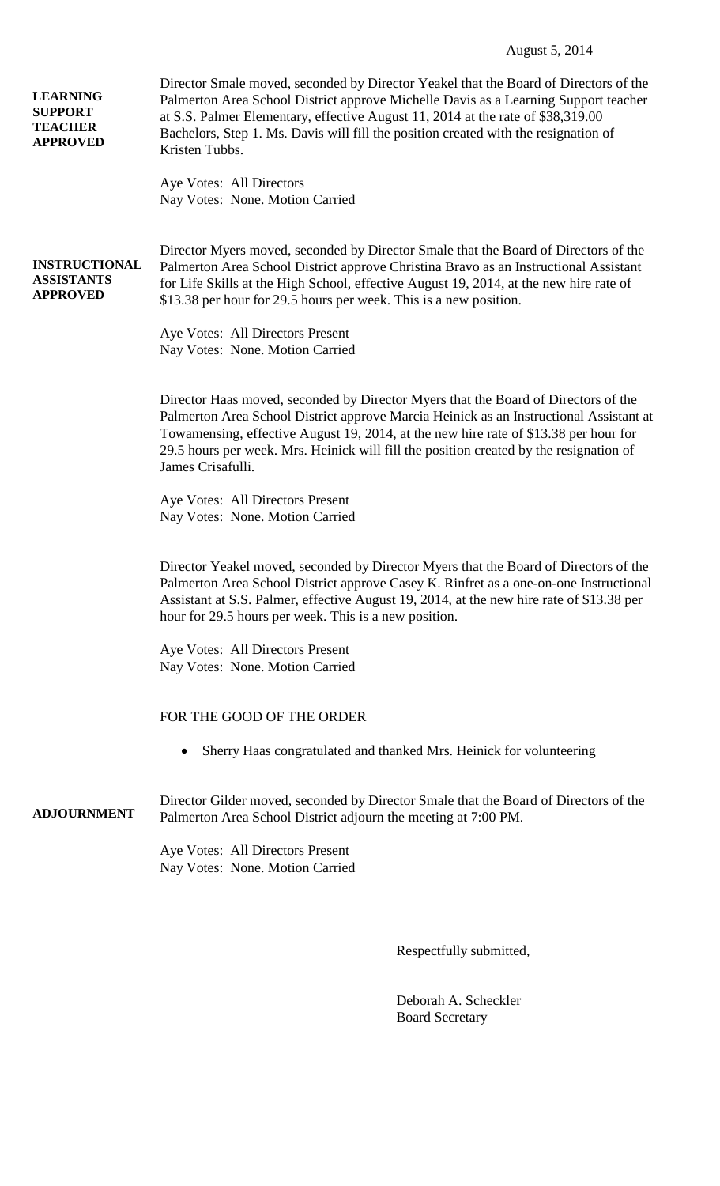August 5, 2014

**LEARNING SUPPORT TEACHER APPROVED**

Director Smale moved, seconded by Director Yeakel that the Board of Directors of the Palmerton Area School District approve Michelle Davis as a Learning Support teacher at S.S. Palmer Elementary, effective August 11, 2014 at the rate of $38,319.00 Bachelors, Step 1. Ms. Davis will fill the position created with the resignation of Kristen Tubbs.

Aye Votes: All Directors
Nay Votes: None. Motion Carried

**INSTRUCTIONAL ASSISTANTS APPROVED**

Director Myers moved, seconded by Director Smale that the Board of Directors of the Palmerton Area School District approve Christina Bravo as an Instructional Assistant for Life Skills at the High School, effective August 19, 2014, at the new hire rate of $13.38 per hour for 29.5 hours per week. This is a new position.

Aye Votes: All Directors Present
Nay Votes: None. Motion Carried

Director Haas moved, seconded by Director Myers that the Board of Directors of the Palmerton Area School District approve Marcia Heinick as an Instructional Assistant at Towamensing, effective August 19, 2014, at the new hire rate of $13.38 per hour for 29.5 hours per week. Mrs. Heinick will fill the position created by the resignation of James Crisafulli.

Aye Votes: All Directors Present
Nay Votes: None. Motion Carried

Director Yeakel moved, seconded by Director Myers that the Board of Directors of the Palmerton Area School District approve Casey K. Rinfret as a one-on-one Instructional Assistant at S.S. Palmer, effective August 19, 2014, at the new hire rate of $13.38 per hour for 29.5 hours per week. This is a new position.

Aye Votes: All Directors Present
Nay Votes: None. Motion Carried

FOR THE GOOD OF THE ORDER

- Sherry Haas congratulated and thanked Mrs. Heinick for volunteering

**ADJOURNMENT**

Director Gilder moved, seconded by Director Smale that the Board of Directors of the Palmerton Area School District adjourn the meeting at 7:00 PM.

Aye Votes: All Directors Present
Nay Votes: None. Motion Carried

Respectfully submitted,

Deborah A. Scheckler
Board Secretary